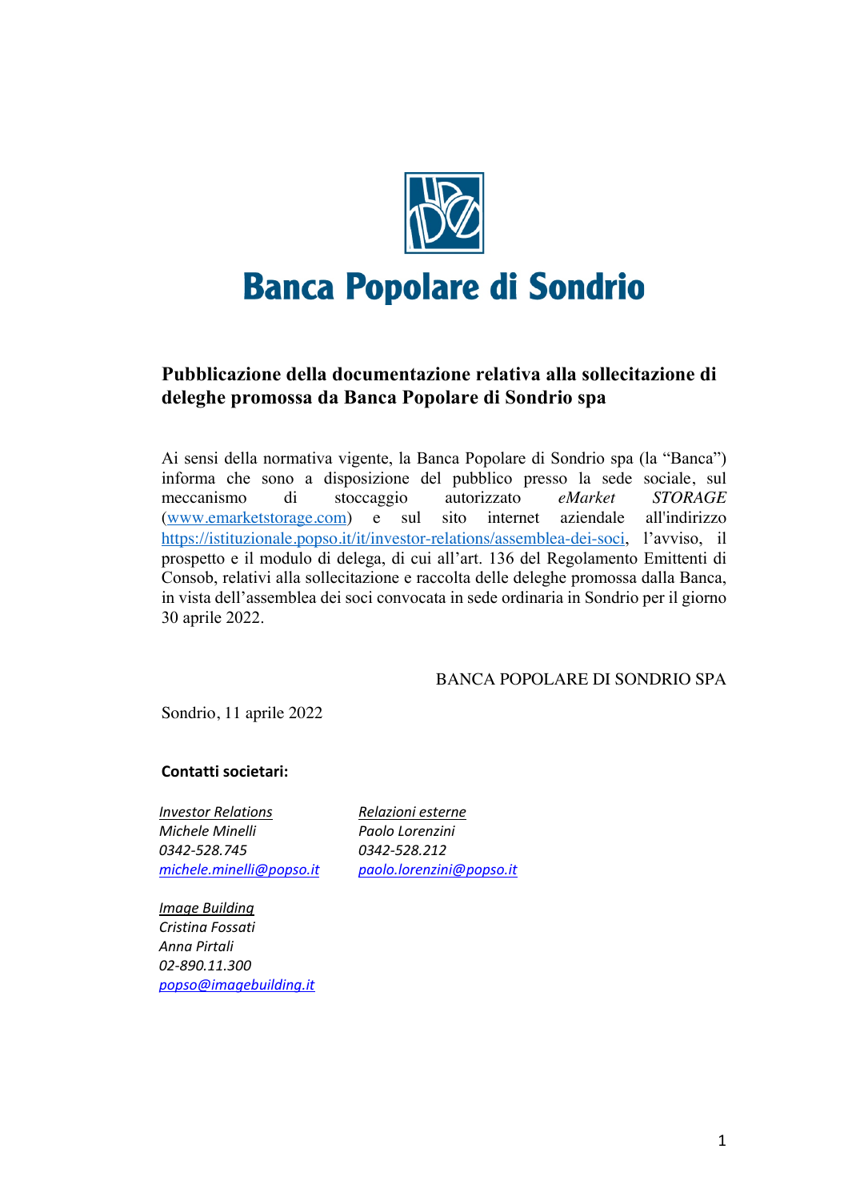# Banca Popolare di Sondrio

## Pubblicazione della documentazione relativa alla sollecitazione di deleghe promossa da Banca Popolare di Sondrio spa

Ai sensi della normativa vigente, la Banca Popolare di Sondrio spa (la "Banca") informa che sono a disposizione del pubblico presso la sede sociale, sul meccanismo di stoccaggio autorizzato *eMarket STORAGE* (www.emarketstorage.com) e sul sito internet aziendale all'indirizzo https://istituzionale.popso.it/it/investor-relations/assemblea-dei-soci, l'avviso, il prospetto e il modulo di delega, di cui all'art. 136 del Regolamento Emittenti di Consob, relativi alla sollecitazione e raccolta delle deleghe promossa dalla Banca, in vista dell'assemblea dei soci convocata in sede ordinaria in Sondrio per il giorno 30 aprile 2022.

BANCA POPOLARE DI SONDRIO SPA

Sondrio, 11 aprile 2022

**Contatti societari:**

*Investor Relations*
*Michele Minelli*
*0342-528.745*
*michele.minelli@popso.it*

*Relazioni esterne*
*Paolo Lorenzini*
*0342-528.212*
*paolo.lorenzini@popso.it*

*Image Building*
*Cristina Fossati*
*Anna Pirtali*
*02-890.11.300*
*popso@imagebuilding.it*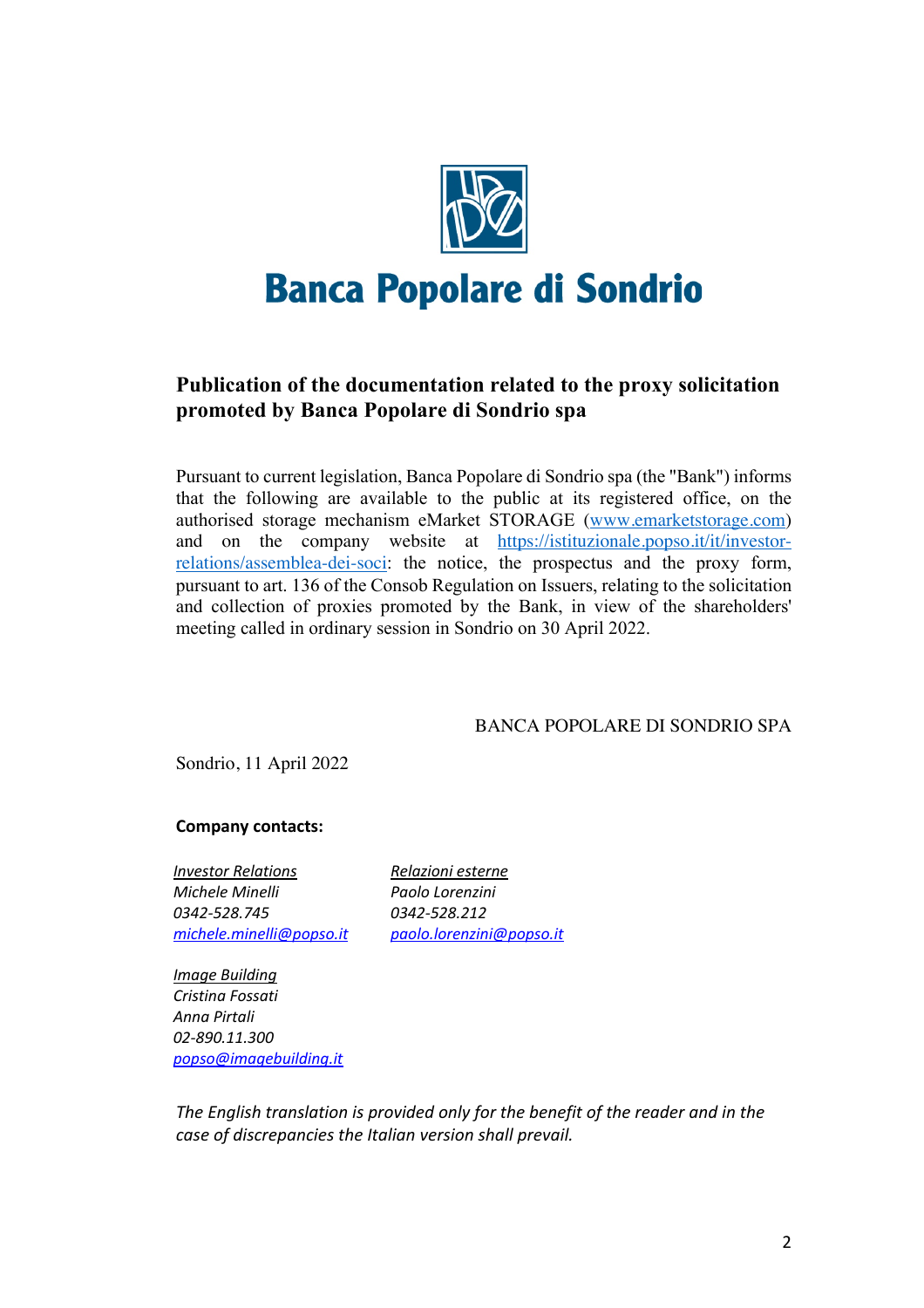# Banca Popolare di Sondrio

## Publication of the documentation related to the proxy solicitation promoted by Banca Popolare di Sondrio spa

Pursuant to current legislation, Banca Popolare di Sondrio spa (the "Bank") informs that the following are available to the public at its registered office, on the authorised storage mechanism eMarket STORAGE (www.emarketstorage.com) and on the company website at https://istituzionale.popso.it/it/investor-relations/assemblea-dei-soci: the notice, the prospectus and the proxy form, pursuant to art. 136 of the Consob Regulation on Issuers, relating to the solicitation and collection of proxies promoted by the Bank, in view of the shareholders' meeting called in ordinary session in Sondrio on 30 April 2022.

BANCA POPOLARE DI SONDRIO SPA

Sondrio, 11 April 2022

**Company contacts:**

*Investor Relations*
*Michele Minelli*
*0342-528.745*
*michele.minelli@popso.it*

*Relazioni esterne*
*Paolo Lorenzini*
*0342-528.212*
*paolo.lorenzini@popso.it*

*Image Building*
*Cristina Fossati*
*Anna Pirtali*
*02-890.11.300*
*popso@imagebuilding.it*

*The English translation is provided only for the benefit of the reader and in the case of discrepancies the Italian version shall prevail.*